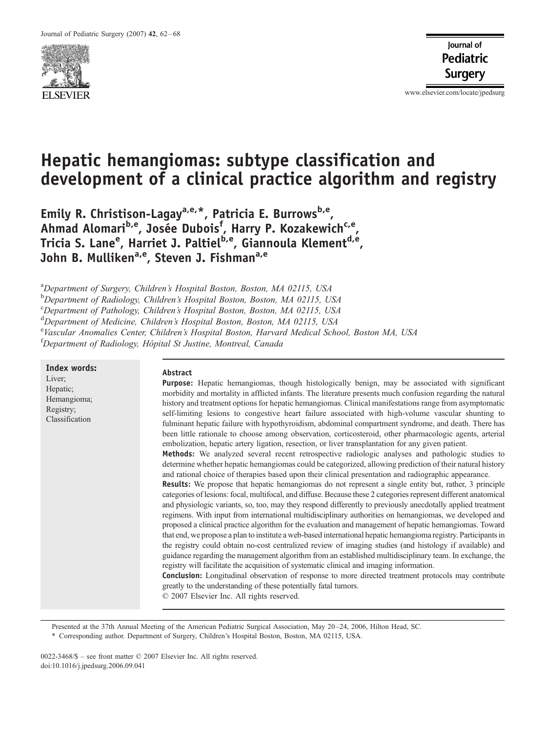# Hepatic hemangiomas: subtype classification and development of a clinical practice algorithm and registry

Emily R. Christison-Lagay[a,e,*], Patricia E. Burrows[b,e], Ahmad Alomari[b,e], Josée Dubois[f], Harry P. Kozakewich[c,e], Tricia S. Lane[e], Harriet J. Paltiel[b,e], Giannoula Klement[d,e], John B. Mulliken[a,e], Steven J. Fishman[a,e]

[a]*Department of Surgery, Children's Hospital Boston, Boston, MA 02115, USA*
[b]*Department of Radiology, Children's Hospital Boston, Boston, MA 02115, USA*
[c]*Department of Pathology, Children's Hospital Boston, Boston, MA 02115, USA*
[d]*Department of Medicine, Children's Hospital Boston, Boston, MA 02115, USA*
[e]*Vascular Anomalies Center, Children's Hospital Boston, Harvard Medical School, Boston MA, USA*
[f]*Department of Radiology, Hôpital St Justine, Montreal, Canada*

**Index words:**
Liver;
Hepatic;
Hemangioma;
Registry;
Classification

## Abstract

**Purpose:** Hepatic hemangiomas, though histologically benign, may be associated with significant morbidity and mortality in afflicted infants. The literature presents much confusion regarding the natural history and treatment options for hepatic hemangiomas. Clinical manifestations range from asymptomatic self-limiting lesions to congestive heart failure associated with high-volume vascular shunting to fulminant hepatic failure with hypothyroidism, abdominal compartment syndrome, and death. There has been little rationale to choose among observation, corticosteroid, other pharmacologic agents, arterial embolization, hepatic artery ligation, resection, or liver transplantation for any given patient.

**Methods:** We analyzed several recent retrospective radiologic analyses and pathologic studies to determine whether hepatic hemangiomas could be categorized, allowing prediction of their natural history and rational choice of therapies based upon their clinical presentation and radiographic appearance.

**Results:** We propose that hepatic hemangiomas do not represent a single entity but, rather, 3 principle categories of lesions: focal, multifocal, and diffuse. Because these 2 categories represent different anatomical and physiologic variants, so, too, may they respond differently to previously anecdotally applied treatment regimens. With input from international multidisciplinary authorities on hemangiomas, we developed and proposed a clinical practice algorithm for the evaluation and management of hepatic hemangiomas. Toward that end, we propose a plan to institute a web-based international hepatic hemangioma registry. Participants in the registry could obtain no-cost centralized review of imaging studies (and histology if available) and guidance regarding the management algorithm from an established multidisciplinary team. In exchange, the registry will facilitate the acquisition of systematic clinical and imaging information.

**Conclusion:** Longitudinal observation of response to more directed treatment protocols may contribute greatly to the understanding of these potentially fatal tumors.

© 2007 Elsevier Inc. All rights reserved.

Presented at the 37th Annual Meeting of the American Pediatric Surgical Association, May 20–24, 2006, Hilton Head, SC.

\* Corresponding author. Department of Surgery, Children's Hospital Boston, Boston, MA 02115, USA.

0022-3468/$ – see front matter © 2007 Elsevier Inc. All rights reserved.
doi:10.1016/j.jpedsurg.2006.09.041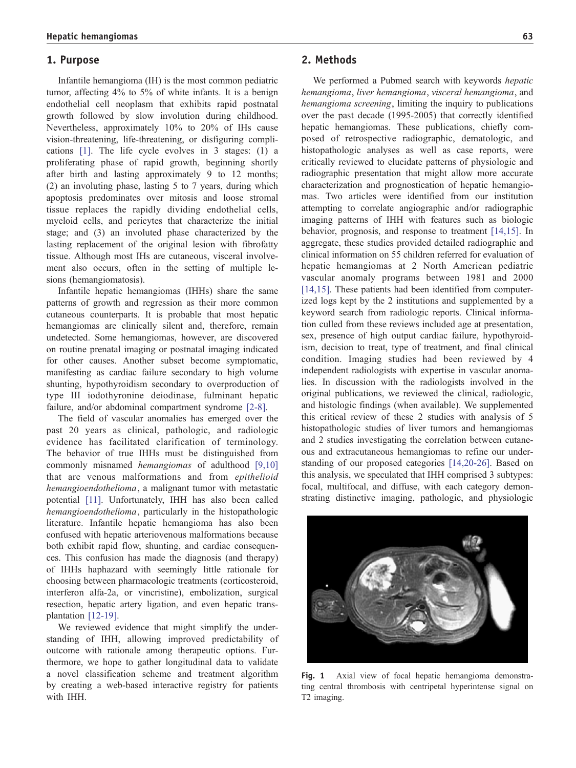## 1. Purpose

Infantile hemangioma (IH) is the most common pediatric tumor, affecting 4% to 5% of white infants. It is a benign endothelial cell neoplasm that exhibits rapid postnatal growth followed by slow involution during childhood. Nevertheless, approximately 10% to 20% of IHs cause vision-threatening, life-threatening, or disfiguring complications [1]. The life cycle evolves in 3 stages: (1) a proliferating phase of rapid growth, beginning shortly after birth and lasting approximately 9 to 12 months; (2) an involuting phase, lasting 5 to 7 years, during which apoptosis predominates over mitosis and loose stromal tissue replaces the rapidly dividing endothelial cells, myeloid cells, and pericytes that characterize the initial stage; and (3) an involuted phase characterized by the lasting replacement of the original lesion with fibrofatty tissue. Although most IHs are cutaneous, visceral involvement also occurs, often in the setting of multiple lesions (hemangiomatosis).

Infantile hepatic hemangiomas (IHHs) share the same patterns of growth and regression as their more common cutaneous counterparts. It is probable that most hepatic hemangiomas are clinically silent and, therefore, remain undetected. Some hemangiomas, however, are discovered on routine prenatal imaging or postnatal imaging indicated for other causes. Another subset become symptomatic, manifesting as cardiac failure secondary to high volume shunting, hypothyroidism secondary to overproduction of type III iodothyronine deiodinase, fulminant hepatic failure, and/or abdominal compartment syndrome [2-8].

The field of vascular anomalies has emerged over the past 20 years as clinical, pathologic, and radiologic evidence has facilitated clarification of terminology. The behavior of true IHHs must be distinguished from commonly misnamed *hemangiomas* of adulthood [9,10] that are venous malformations and from *epithelioid hemangioendothelioma*, a malignant tumor with metastatic potential [11]. Unfortunately, IHH has also been called *hemangioendothelioma*, particularly in the histopathologic literature. Infantile hepatic hemangioma has also been confused with hepatic arteriovenous malformations because both exhibit rapid flow, shunting, and cardiac consequences. This confusion has made the diagnosis (and therapy) of IHHs haphazard with seemingly little rationale for choosing between pharmacologic treatments (corticosteroid, interferon alfa-2a, or vincristine), embolization, surgical resection, hepatic artery ligation, and even hepatic transplantation [12-19].

We reviewed evidence that might simplify the understanding of IHH, allowing improved predictability of outcome with rationale among therapeutic options. Furthermore, we hope to gather longitudinal data to validate a novel classification scheme and treatment algorithm by creating a web-based interactive registry for patients with IHH.

## 2. Methods

We performed a Pubmed search with keywords *hepatic hemangioma*, *liver hemangioma*, *visceral hemangioma*, and *hemangioma screening*, limiting the inquiry to publications over the past decade (1995-2005) that correctly identified hepatic hemangiomas. These publications, chiefly composed of retrospective radiographic, dematologic, and histopathologic analyses as well as case reports, were critically reviewed to elucidate patterns of physiologic and radiographic presentation that might allow more accurate characterization and prognostication of hepatic hemangiomas. Two articles were identified from our institution attempting to correlate angiographic and/or radiographic imaging patterns of IHH with features such as biologic behavior, prognosis, and response to treatment [14,15]. In aggregate, these studies provided detailed radiographic and clinical information on 55 children referred for evaluation of hepatic hemangiomas at 2 North American pediatric vascular anomaly programs between 1981 and 2000 [14,15]. These patients had been identified from computerized logs kept by the 2 institutions and supplemented by a keyword search from radiologic reports. Clinical information culled from these reviews included age at presentation, sex, presence of high output cardiac failure, hypothyroidism, decision to treat, type of treatment, and final clinical condition. Imaging studies had been reviewed by 4 independent radiologists with expertise in vascular anomalies. In discussion with the radiologists involved in the original publications, we reviewed the clinical, radiologic, and histologic findings (when available). We supplemented this critical review of these 2 studies with analysis of 5 histopathologic studies of liver tumors and hemangiomas and 2 studies investigating the correlation between cutaneous and extracutaneous hemangiomas to refine our understanding of our proposed categories [14,20-26]. Based on this analysis, we speculated that IHH comprised 3 subtypes: focal, multifocal, and diffuse, with each category demonstrating distinctive imaging, pathologic, and physiologic

**Fig. 1** Axial view of focal hepatic hemangioma demonstrating central thrombosis with centripetal hyperintense signal on T2 imaging.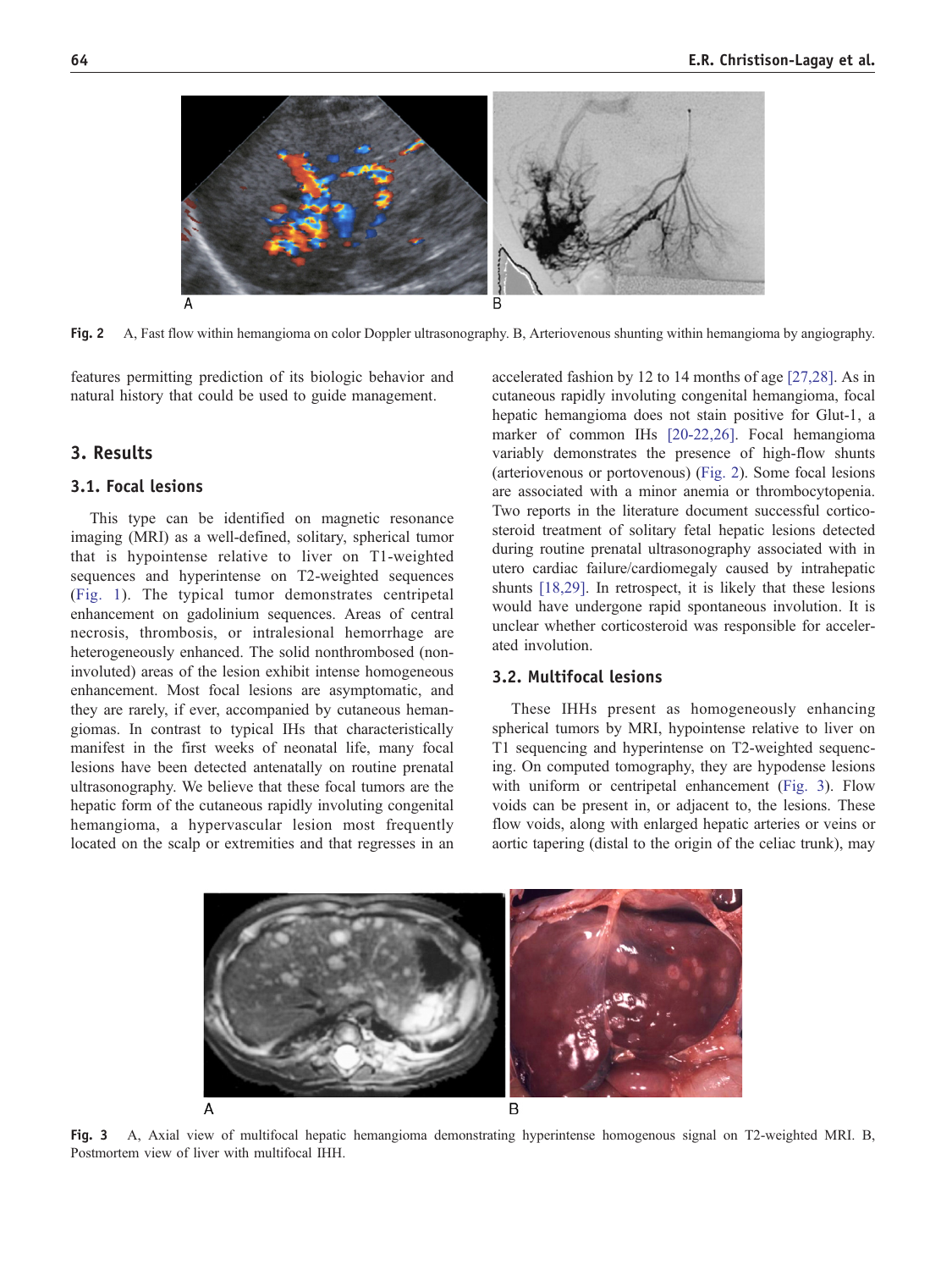Fig. 2 A, Fast flow within hemangioma on color Doppler ultrasonography. B, Arteriovenous shunting within hemangioma by angiography.

features permitting prediction of its biologic behavior and natural history that could be used to guide management.

## 3. Results

### 3.1. Focal lesions

This type can be identified on magnetic resonance imaging (MRI) as a well-defined, solitary, spherical tumor that is hypointense relative to liver on T1-weighted sequences and hyperintense on T2-weighted sequences (Fig. 1). The typical tumor demonstrates centripetal enhancement on gadolinium sequences. Areas of central necrosis, thrombosis, or intralesional hemorrhage are heterogeneously enhanced. The solid nonthrombosed (non-involuted) areas of the lesion exhibit intense homogeneous enhancement. Most focal lesions are asymptomatic, and they are rarely, if ever, accompanied by cutaneous hemangiomas. In contrast to typical IHs that characteristically manifest in the first weeks of neonatal life, many focal lesions have been detected antenatally on routine prenatal ultrasonography. We believe that these focal tumors are the hepatic form of the cutaneous rapidly involuting congenital hemangioma, a hypervascular lesion most frequently located on the scalp or extremities and that regresses in an accelerated fashion by 12 to 14 months of age [27,28]. As in cutaneous rapidly involuting congenital hemangioma, focal hepatic hemangioma does not stain positive for Glut-1, a marker of common IHs [20-22,26]. Focal hemangioma variably demonstrates the presence of high-flow shunts (arteriovenous or portovenous) (Fig. 2). Some focal lesions are associated with a minor anemia or thrombocytopenia. Two reports in the literature document successful corticosteroid treatment of solitary fetal hepatic lesions detected during routine prenatal ultrasonography associated with in utero cardiac failure/cardiomegaly caused by intrahepatic shunts [18,29]. In retrospect, it is likely that these lesions would have undergone rapid spontaneous involution. It is unclear whether corticosteroid was responsible for accelerated involution.

### 3.2. Multifocal lesions

These IHHs present as homogeneously enhancing spherical tumors by MRI, hypointense relative to liver on T1 sequencing and hyperintense on T2-weighted sequencing. On computed tomography, they are hypodense lesions with uniform or centripetal enhancement (Fig. 3). Flow voids can be present in, or adjacent to, the lesions. These flow voids, along with enlarged hepatic arteries or veins or aortic tapering (distal to the origin of the celiac trunk), may

Fig. 3 A, Axial view of multifocal hepatic hemangioma demonstrating hyperintense homogenous signal on T2-weighted MRI. B, Postmortem view of liver with multifocal IHH.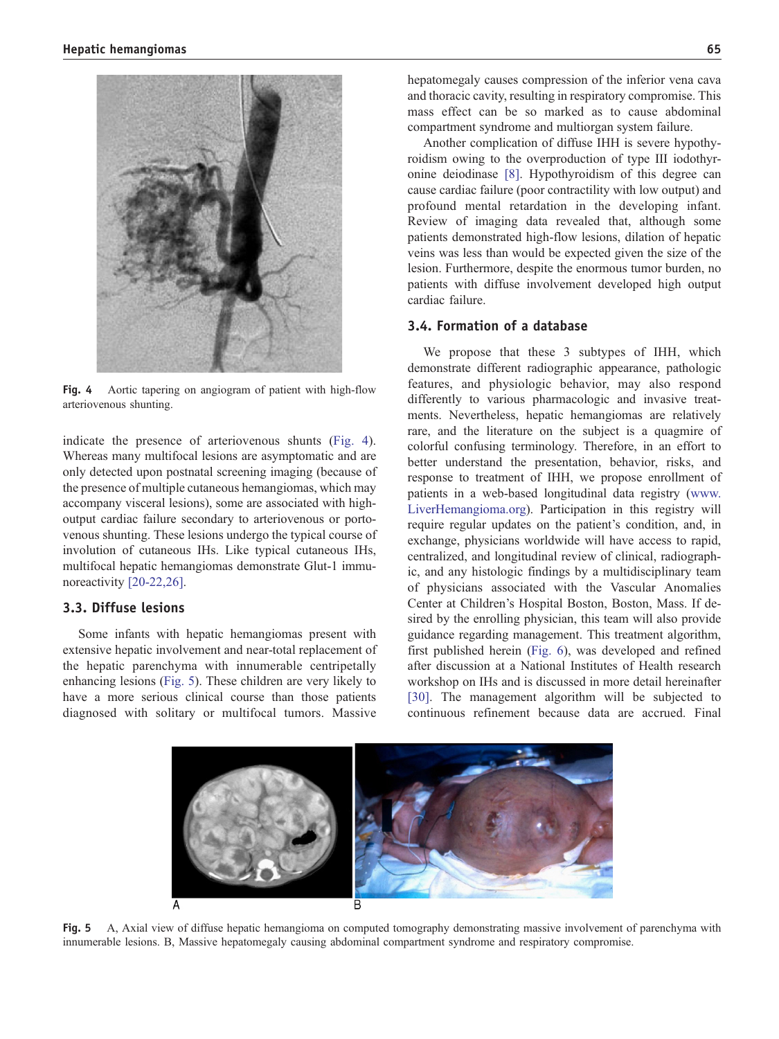Fig. 4 Aortic tapering on angiogram of patient with high-flow arteriovenous shunting.

indicate the presence of arteriovenous shunts (Fig. 4). Whereas many multifocal lesions are asymptomatic and are only detected upon postnatal screening imaging (because of the presence of multiple cutaneous hemangiomas, which may accompany visceral lesions), some are associated with high-output cardiac failure secondary to arteriovenous or portovenous shunting. These lesions undergo the typical course of involution of cutaneous IHs. Like typical cutaneous IHs, multifocal hepatic hemangiomas demonstrate Glut-1 immunoreactivity [20-22,26].

### 3.3. Diffuse lesions

Some infants with hepatic hemangiomas present with extensive hepatic involvement and near-total replacement of the hepatic parenchyma with innumerable centripetally enhancing lesions (Fig. 5). These children are very likely to have a more serious clinical course than those patients diagnosed with solitary or multifocal tumors. Massive hepatomegaly causes compression of the inferior vena cava and thoracic cavity, resulting in respiratory compromise. This mass effect can be so marked as to cause abdominal compartment syndrome and multiorgan system failure.

Another complication of diffuse IHH is severe hypothyroidism owing to the overproduction of type III iodothyronine deiodinase [8]. Hypothyroidism of this degree can cause cardiac failure (poor contractility with low output) and profound mental retardation in the developing infant. Review of imaging data revealed that, although some patients demonstrated high-flow lesions, dilation of hepatic veins was less than would be expected given the size of the lesion. Furthermore, despite the enormous tumor burden, no patients with diffuse involvement developed high output cardiac failure.

### 3.4. Formation of a database

We propose that these 3 subtypes of IHH, which demonstrate different radiographic appearance, pathologic features, and physiologic behavior, may also respond differently to various pharmacologic and invasive treatments. Nevertheless, hepatic hemangiomas are relatively rare, and the literature on the subject is a quagmire of colorful confusing terminology. Therefore, in an effort to better understand the presentation, behavior, risks, and response to treatment of IHH, we propose enrollment of patients in a web-based longitudinal data registry (www.LiverHemangioma.org). Participation in this registry will require regular updates on the patient's condition, and, in exchange, physicians worldwide will have access to rapid, centralized, and longitudinal review of clinical, radiographic, and any histologic findings by a multidisciplinary team of physicians associated with the Vascular Anomalies Center at Children's Hospital Boston, Boston, Mass. If desired by the enrolling physician, this team will also provide guidance regarding management. This treatment algorithm, first published herein (Fig. 6), was developed and refined after discussion at a National Institutes of Health research workshop on IHs and is discussed in more detail hereinafter [30]. The management algorithm will be subjected to continuous refinement because data are accrued. Final

Fig. 5 A, Axial view of diffuse hepatic hemangioma on computed tomography demonstrating massive involvement of parenchyma with innumerable lesions. B, Massive hepatomegaly causing abdominal compartment syndrome and respiratory compromise.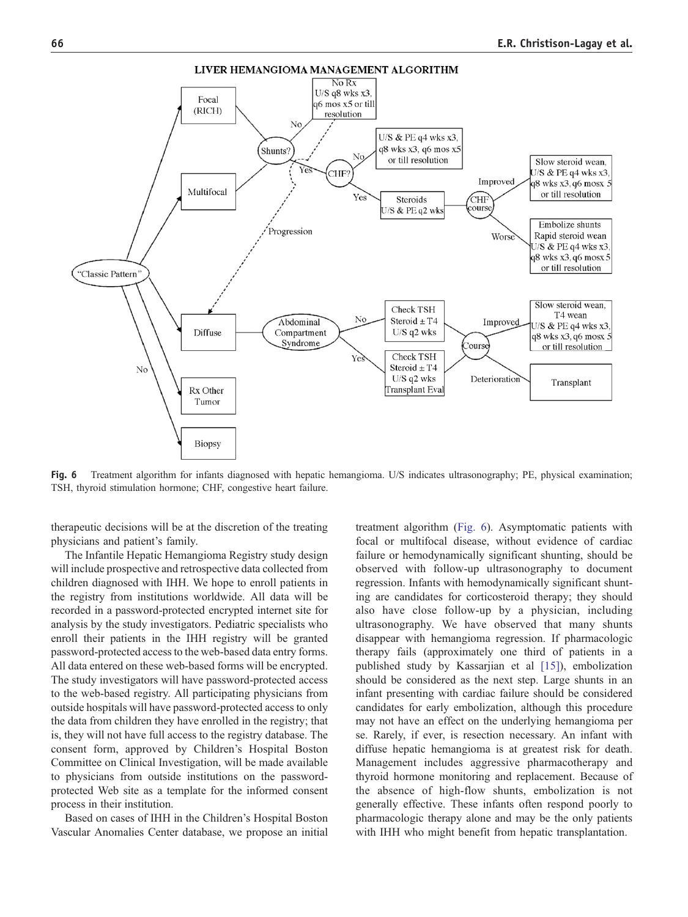**Fig. 6** Treatment algorithm for infants diagnosed with hepatic hemangioma. U/S indicates ultrasonography; PE, physical examination; TSH, thyroid stimulation hormone; CHF, congestive heart failure.

therapeutic decisions will be at the discretion of the treating physicians and patient's family.

The Infantile Hepatic Hemangioma Registry study design will include prospective and retrospective data collected from children diagnosed with IHH. We hope to enroll patients in the registry from institutions worldwide. All data will be recorded in a password-protected encrypted internet site for analysis by the study investigators. Pediatric specialists who enroll their patients in the IHH registry will be granted password-protected access to the web-based data entry forms. All data entered on these web-based forms will be encrypted. The study investigators will have password-protected access to the web-based registry. All participating physicians from outside hospitals will have password-protected access to only the data from children they have enrolled in the registry; that is, they will not have full access to the registry database. The consent form, approved by Children's Hospital Boston Committee on Clinical Investigation, will be made available to physicians from outside institutions on the password-protected Web site as a template for the informed consent process in their institution.

Based on cases of IHH in the Children's Hospital Boston Vascular Anomalies Center database, we propose an initial treatment algorithm (Fig. 6). Asymptomatic patients with focal or multifocal disease, without evidence of cardiac failure or hemodynamically significant shunting, should be observed with follow-up ultrasonography to document regression. Infants with hemodynamically significant shunting are candidates for corticosteroid therapy; they should also have close follow-up by a physician, including ultrasonography. We have observed that many shunts disappear with hemangioma regression. If pharmacologic therapy fails (approximately one third of patients in a published study by Kassarjian et al [15]), embolization should be considered as the next step. Large shunts in an infant presenting with cardiac failure should be considered candidates for early embolization, although this procedure may not have an effect on the underlying hemangioma per se. Rarely, if ever, is resection necessary. An infant with diffuse hepatic hemangioma is at greatest risk for death. Management includes aggressive pharmacotherapy and thyroid hormone monitoring and replacement. Because of the absence of high-flow shunts, embolization is not generally effective. These infants often respond poorly to pharmacologic therapy alone and may be the only patients with IHH who might benefit from hepatic transplantation.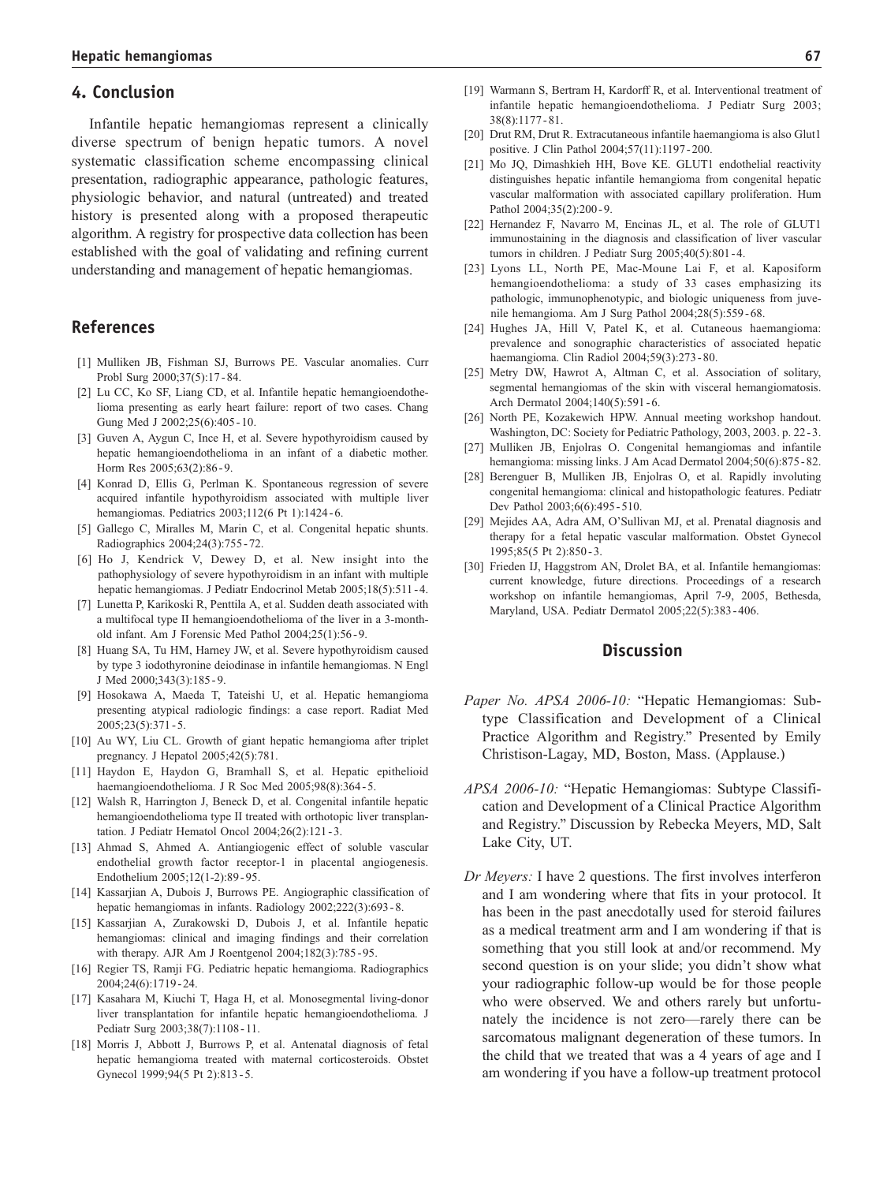## 4. Conclusion

Infantile hepatic hemangiomas represent a clinically diverse spectrum of benign hepatic tumors. A novel systematic classification scheme encompassing clinical presentation, radiographic appearance, pathologic features, physiologic behavior, and natural (untreated) and treated history is presented along with a proposed therapeutic algorithm. A registry for prospective data collection has been established with the goal of validating and refining current understanding and management of hepatic hemangiomas.

## References

[1] Mulliken JB, Fishman SJ, Burrows PE. Vascular anomalies. Curr Probl Surg 2000;37(5):17-84.

[2] Lu CC, Ko SF, Liang CD, et al. Infantile hepatic hemangioendothelioma presenting as early heart failure: report of two cases. Chang Gung Med J 2002;25(6):405-10.

[3] Guven A, Aygun C, Ince H, et al. Severe hypothyroidism caused by hepatic hemangioendothelioma in an infant of a diabetic mother. Horm Res 2005;63(2):86-9.

[4] Konrad D, Ellis G, Perlman K. Spontaneous regression of severe acquired infantile hypothyroidism associated with multiple liver hemangiomas. Pediatrics 2003;112(6 Pt 1):1424-6.

[5] Gallego C, Miralles M, Marin C, et al. Congenital hepatic shunts. Radiographics 2004;24(3):755-72.

[6] Ho J, Kendrick V, Dewey D, et al. New insight into the pathophysiology of severe hypothyroidism in an infant with multiple hepatic hemangiomas. J Pediatr Endocrinol Metab 2005;18(5):511-4.

[7] Lunetta P, Karikoski R, Penttila A, et al. Sudden death associated with a multifocal type II hemangioendothelioma of the liver in a 3-month-old infant. Am J Forensic Med Pathol 2004;25(1):56-9.

[8] Huang SA, Tu HM, Harney JW, et al. Severe hypothyroidism caused by type 3 iodothyronine deiodinase in infantile hemangiomas. N Engl J Med 2000;343(3):185-9.

[9] Hosokawa A, Maeda T, Tateishi U, et al. Hepatic hemangioma presenting atypical radiologic findings: a case report. Radiat Med 2005;23(5):371-5.

[10] Au WY, Liu CL. Growth of giant hepatic hemangioma after triplet pregnancy. J Hepatol 2005;42(5):781.

[11] Haydon E, Haydon G, Bramhall S, et al. Hepatic epithelioid haemangioendothelioma. J R Soc Med 2005;98(8):364-5.

[12] Walsh R, Harrington J, Beneck D, et al. Congenital infantile hepatic hemangioendothelioma type II treated with orthotopic liver transplantation. J Pediatr Hematol Oncol 2004;26(2):121-3.

[13] Ahmad S, Ahmed A. Antiangiogenic effect of soluble vascular endothelial growth factor receptor-1 in placental angiogenesis. Endothelium 2005;12(1-2):89-95.

[14] Kassarjian A, Dubois J, Burrows PE. Angiographic classification of hepatic hemangiomas in infants. Radiology 2002;222(3):693-8.

[15] Kassarjian A, Zurakowski D, Dubois J, et al. Infantile hepatic hemangiomas: clinical and imaging findings and their correlation with therapy. AJR Am J Roentgenol 2004;182(3):785-95.

[16] Regier TS, Ramji FG. Pediatric hepatic hemangioma. Radiographics 2004;24(6):1719-24.

[17] Kasahara M, Kiuchi T, Haga H, et al. Monosegmental living-donor liver transplantation for infantile hepatic hemangioendothelioma. J Pediatr Surg 2003;38(7):1108-11.

[18] Morris J, Abbott J, Burrows P, et al. Antenatal diagnosis of fetal hepatic hemangioma treated with maternal corticosteroids. Obstet Gynecol 1999;94(5 Pt 2):813-5.

[19] Warmann S, Bertram H, Kardorff R, et al. Interventional treatment of infantile hepatic hemangioendothelioma. J Pediatr Surg 2003;38(8):1177-81.

[20] Drut RM, Drut R. Extracutaneous infantile haemangioma is also Glut1 positive. J Clin Pathol 2004;57(11):1197-200.

[21] Mo JQ, Dimashkieh HH, Bove KE. GLUT1 endothelial reactivity distinguishes hepatic infantile hemangioma from congenital hepatic vascular malformation with associated capillary proliferation. Hum Pathol 2004;35(2):200-9.

[22] Hernandez F, Navarro M, Encinas JL, et al. The role of GLUT1 immunostaining in the diagnosis and classification of liver vascular tumors in children. J Pediatr Surg 2005;40(5):801-4.

[23] Lyons LL, North PE, Mac-Moune Lai F, et al. Kaposiform hemangioendothelioma: a study of 33 cases emphasizing its pathologic, immunophenotypic, and biologic uniqueness from juvenile hemangioma. Am J Surg Pathol 2004;28(5):559-68.

[24] Hughes JA, Hill V, Patel K, et al. Cutaneous haemangioma: prevalence and sonographic characteristics of associated hepatic haemangioma. Clin Radiol 2004;59(3):273-80.

[25] Metry DW, Hawrot A, Altman C, et al. Association of solitary, segmental hemangiomas of the skin with visceral hemangiomatosis. Arch Dermatol 2004;140(5):591-6.

[26] North PE, Kozakewich HPW. Annual meeting workshop handout. Washington, DC: Society for Pediatric Pathology, 2003, 2003. p. 22-3.

[27] Mulliken JB, Enjolras O. Congenital hemangiomas and infantile hemangioma: missing links. J Am Acad Dermatol 2004;50(6):875-82.

[28] Berenguer B, Mulliken JB, Enjolras O, et al. Rapidly involuting congenital hemangioma: clinical and histopathologic features. Pediatr Dev Pathol 2003;6(6):495-510.

[29] Mejides AA, Adra AM, O'Sullivan MJ, et al. Prenatal diagnosis and therapy for a fetal hepatic vascular malformation. Obstet Gynecol 1995;85(5 Pt 2):850-3.

[30] Frieden IJ, Haggstrom AN, Drolet BA, et al. Infantile hemangiomas: current knowledge, future directions. Proceedings of a research workshop on infantile hemangiomas, April 7-9, 2005, Bethesda, Maryland, USA. Pediatr Dermatol 2005;22(5):383-406.

## Discussion

*Paper No. APSA 2006-10:* "Hepatic Hemangiomas: Subtype Classification and Development of a Clinical Practice Algorithm and Registry." Presented by Emily Christison-Lagay, MD, Boston, Mass. (Applause.)

*APSA 2006-10:* "Hepatic Hemangiomas: Subtype Classification and Development of a Clinical Practice Algorithm and Registry." Discussion by Rebecka Meyers, MD, Salt Lake City, UT.

*Dr Meyers:* I have 2 questions. The first involves interferon and I am wondering where that fits in your protocol. It has been in the past anecdotally used for steroid failures as a medical treatment arm and I am wondering if that is something that you still look at and/or recommend. My second question is on your slide; you didn't show what your radiographic follow-up would be for those people who were observed. We and others rarely but unfortunately the incidence is not zero—rarely there can be sarcomatous malignant degeneration of these tumors. In the child that we treated that was a 4 years of age and I am wondering if you have a follow-up treatment protocol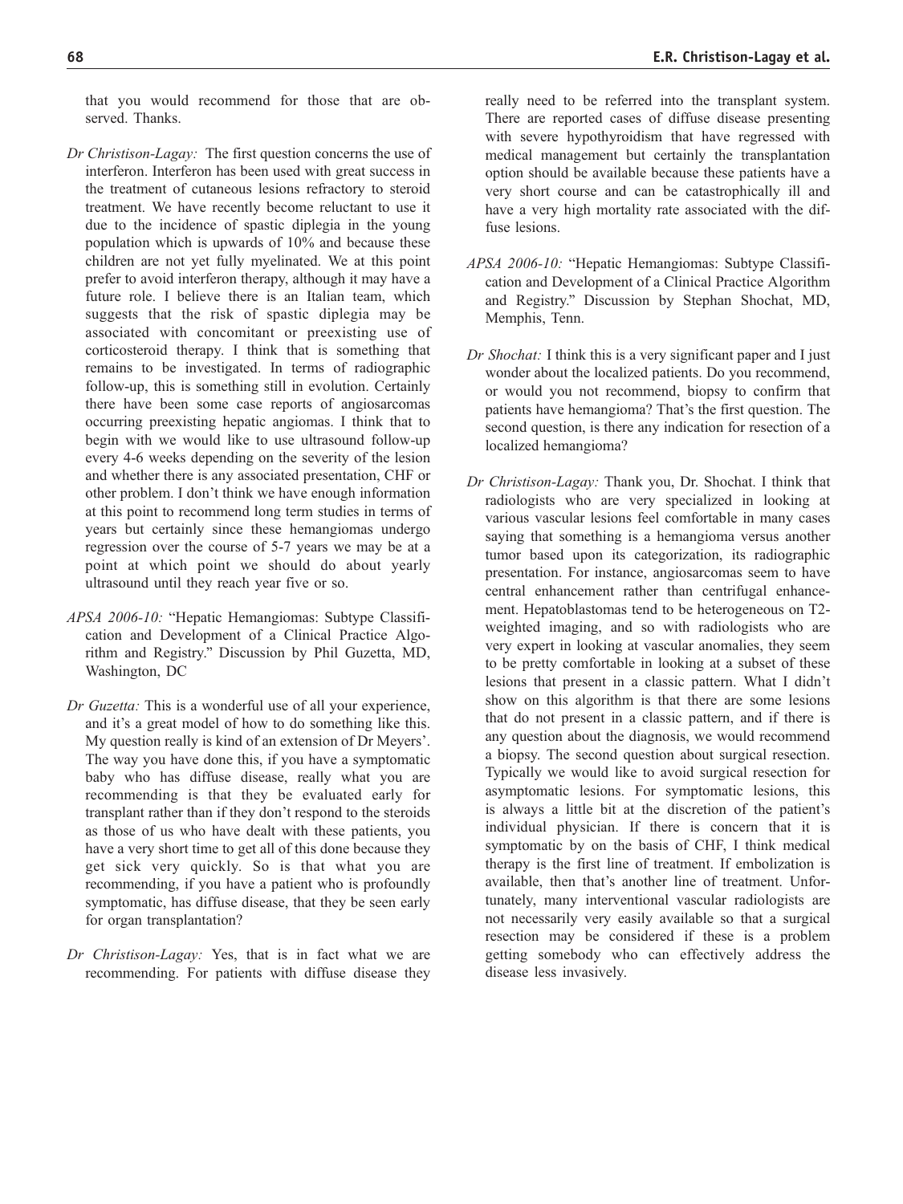that you would recommend for those that are observed. Thanks.

*Dr Christison-Lagay:* The first question concerns the use of interferon. Interferon has been used with great success in the treatment of cutaneous lesions refractory to steroid treatment. We have recently become reluctant to use it due to the incidence of spastic diplegia in the young population which is upwards of 10% and because these children are not yet fully myelinated. We at this point prefer to avoid interferon therapy, although it may have a future role. I believe there is an Italian team, which suggests that the risk of spastic diplegia may be associated with concomitant or preexisting use of corticosteroid therapy. I think that is something that remains to be investigated. In terms of radiographic follow-up, this is something still in evolution. Certainly there have been some case reports of angiosarcomas occurring preexisting hepatic angiomas. I think that to begin with we would like to use ultrasound follow-up every 4-6 weeks depending on the severity of the lesion and whether there is any associated presentation, CHF or other problem. I don't think we have enough information at this point to recommend long term studies in terms of years but certainly since these hemangiomas undergo regression over the course of 5-7 years we may be at a point at which point we should do about yearly ultrasound until they reach year five or so.

*APSA 2006-10:* "Hepatic Hemangiomas: Subtype Classification and Development of a Clinical Practice Algorithm and Registry." Discussion by Phil Guzetta, MD, Washington, DC

*Dr Guzetta:* This is a wonderful use of all your experience, and it's a great model of how to do something like this. My question really is kind of an extension of Dr Meyers'. The way you have done this, if you have a symptomatic baby who has diffuse disease, really what you are recommending is that they be evaluated early for transplant rather than if they don't respond to the steroids as those of us who have dealt with these patients, you have a very short time to get all of this done because they get sick very quickly. So is that what you are recommending, if you have a patient who is profoundly symptomatic, has diffuse disease, that they be seen early for organ transplantation?

*Dr Christison-Lagay:* Yes, that is in fact what we are recommending. For patients with diffuse disease they really need to be referred into the transplant system. There are reported cases of diffuse disease presenting with severe hypothyroidism that have regressed with medical management but certainly the transplantation option should be available because these patients have a very short course and can be catastrophically ill and have a very high mortality rate associated with the diffuse lesions.

*APSA 2006-10:* "Hepatic Hemangiomas: Subtype Classification and Development of a Clinical Practice Algorithm and Registry." Discussion by Stephan Shochat, MD, Memphis, Tenn.

*Dr Shochat:* I think this is a very significant paper and I just wonder about the localized patients. Do you recommend, or would you not recommend, biopsy to confirm that patients have hemangioma? That's the first question. The second question, is there any indication for resection of a localized hemangioma?

*Dr Christison-Lagay:* Thank you, Dr. Shochat. I think that radiologists who are very specialized in looking at various vascular lesions feel comfortable in many cases saying that something is a hemangioma versus another tumor based upon its categorization, its radiographic presentation. For instance, angiosarcomas seem to have central enhancement rather than centrifugal enhancement. Hepatoblastomas tend to be heterogeneous on T2-weighted imaging, and so with radiologists who are very expert in looking at vascular anomalies, they seem to be pretty comfortable in looking at a subset of these lesions that present in a classic pattern. What I didn't show on this algorithm is that there are some lesions that do not present in a classic pattern, and if there is any question about the diagnosis, we would recommend a biopsy. The second question about surgical resection. Typically we would like to avoid surgical resection for asymptomatic lesions. For symptomatic lesions, this is always a little bit at the discretion of the patient's individual physician. If there is concern that it is symptomatic by on the basis of CHF, I think medical therapy is the first line of treatment. If embolization is available, then that's another line of treatment. Unfortunately, many interventional vascular radiologists are not necessarily very easily available so that a surgical resection may be considered if these is a problem getting somebody who can effectively address the disease less invasively.